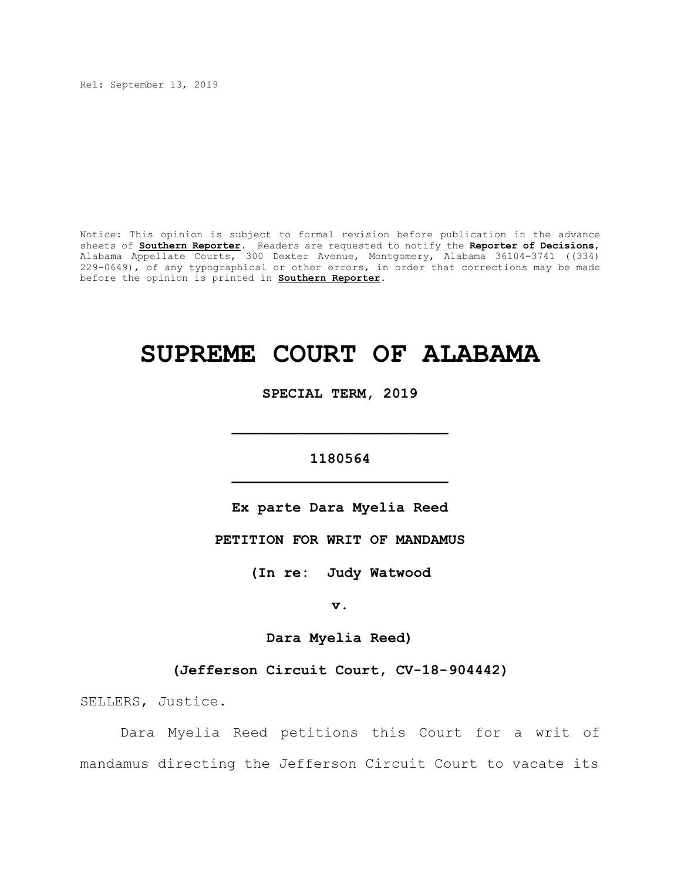Rel: September 13, 2019

Notice: This opinion is subject to formal revision before publication in the advance sheets of **Southern Reporter**. Readers are requested to notify the **Reporter of Decisions**, Alabama Appellate Courts, 300 Dexter Avenue, Montgomery, Alabama 36104-3741 ((334) 229-0649), of any typographical or other errors, in order that corrections may be made before the opinion is printed in **Southern Reporter**.

# SUPREME COURT OF ALABAMA

**SPECIAL TERM, 2019**

---

**1180564**

---

**Ex parte Dara Myelia Reed**

**PETITION FOR WRIT OF MANDAMUS**

**(In re: Judy Watwood**

**v.**

**Dara Myelia Reed)**

**(Jefferson Circuit Court, CV-18-904442)**

SELLERS, Justice.

Dara Myelia Reed petitions this Court for a writ of mandamus directing the Jefferson Circuit Court to vacate its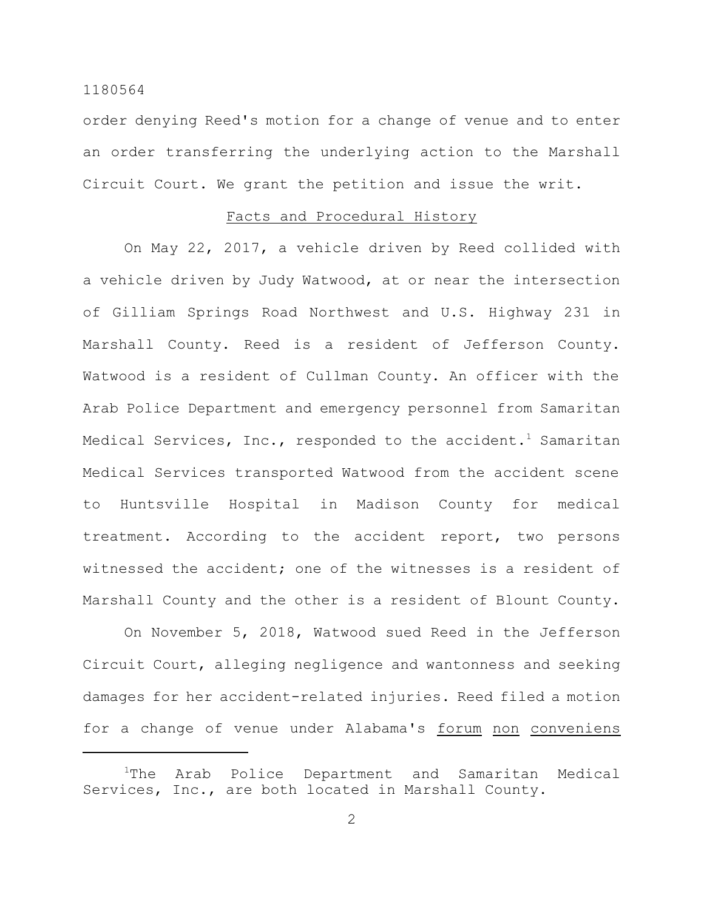order denying Reed's motion for a change of venue and to enter an order transferring the underlying action to the Marshall Circuit Court. We grant the petition and issue the writ.

## Facts and Procedural History

On May 22, 2017, a vehicle driven by Reed collided with a vehicle driven by Judy Watwood, at or near the intersection of Gilliam Springs Road Northwest and U.S. Highway 231 in Marshall County. Reed is a resident of Jefferson County. Watwood is a resident of Cullman County. An officer with the Arab Police Department and emergency personnel from Samaritan Medical Services, Inc., responded to the accident.[1] Samaritan Medical Services transported Watwood from the accident scene to Huntsville Hospital in Madison County for medical treatment. According to the accident report, two persons witnessed the accident; one of the witnesses is a resident of Marshall County and the other is a resident of Blount County.

On November 5, 2018, Watwood sued Reed in the Jefferson Circuit Court, alleging negligence and wantonness and seeking damages for her accident-related injuries. Reed filed a motion for a change of venue under Alabama's forum non conveniens

[1]The Arab Police Department and Samaritan Medical Services, Inc., are both located in Marshall County.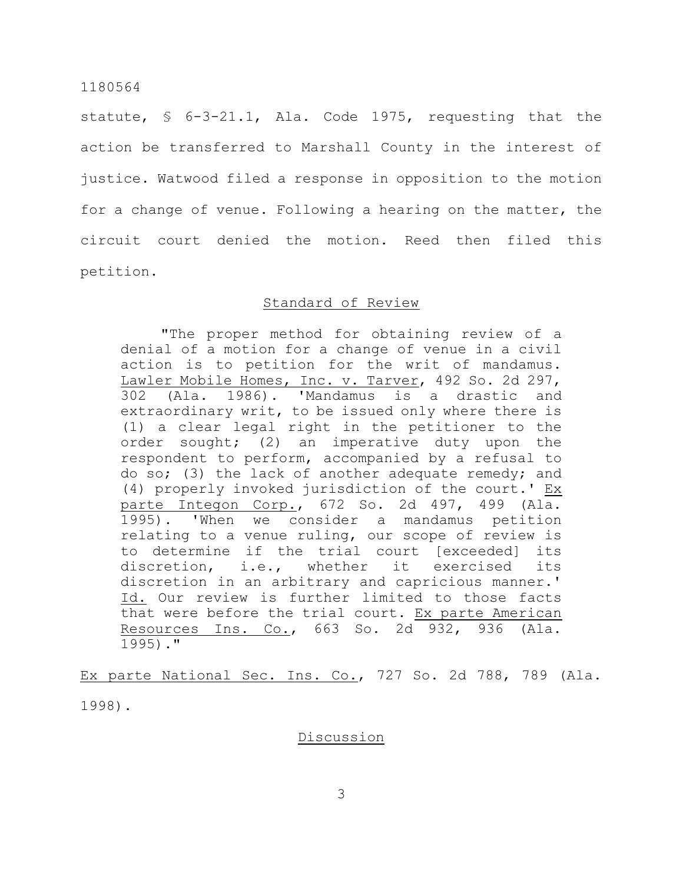statute, § 6-3-21.1, Ala. Code 1975, requesting that the action be transferred to Marshall County in the interest of justice. Watwood filed a response in opposition to the motion for a change of venue. Following a hearing on the matter, the circuit court denied the motion. Reed then filed this petition.

## Standard of Review

> "The proper method for obtaining review of a denial of a motion for a change of venue in a civil action is to petition for the writ of mandamus. Lawler Mobile Homes, Inc. v. Tarver, 492 So. 2d 297, 302 (Ala. 1986). 'Mandamus is a drastic and extraordinary writ, to be issued only where there is (1) a clear legal right in the petitioner to the order sought; (2) an imperative duty upon the respondent to perform, accompanied by a refusal to do so; (3) the lack of another adequate remedy; and (4) properly invoked jurisdiction of the court.' Ex parte Integon Corp., 672 So. 2d 497, 499 (Ala. 1995). 'When we consider a mandamus petition relating to a venue ruling, our scope of review is to determine if the trial court [exceeded] its discretion, i.e., whether it exercised its discretion in an arbitrary and capricious manner.' Id. Our review is further limited to those facts that were before the trial court. Ex parte American Resources Ins. Co., 663 So. 2d 932, 936 (Ala. 1995)."

Ex parte National Sec. Ins. Co., 727 So. 2d 788, 789 (Ala. 1998).

## Discussion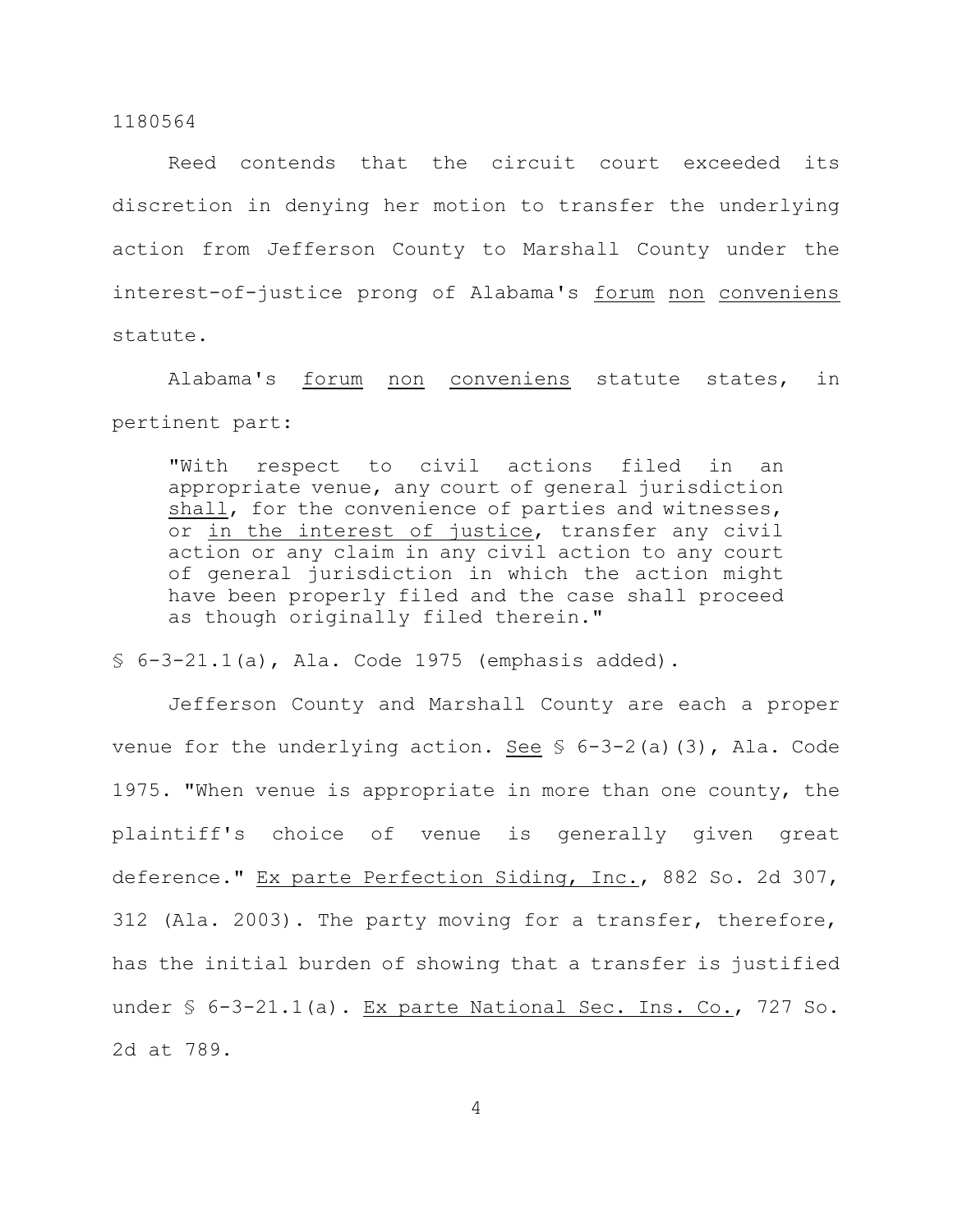Reed contends that the circuit court exceeded its discretion in denying her motion to transfer the underlying action from Jefferson County to Marshall County under the interest-of-justice prong of Alabama's _forum non conveniens_ statute.

Alabama's _forum non conveniens_ statute states, in pertinent part:

> "With respect to civil actions filed in an appropriate venue, any court of general jurisdiction _shall_, for the convenience of parties and witnesses, or _in the interest of justice_, transfer any civil action or any claim in any civil action to any court of general jurisdiction in which the action might have been properly filed and the case shall proceed as though originally filed therein."

§ 6-3-21.1(a), Ala. Code 1975 (emphasis added).

Jefferson County and Marshall County are each a proper venue for the underlying action. _See_ § 6-3-2(a)(3), Ala. Code 1975. "When venue is appropriate in more than one county, the plaintiff's choice of venue is generally given great deference." _Ex parte Perfection Siding, Inc._, 882 So. 2d 307, 312 (Ala. 2003). The party moving for a transfer, therefore, has the initial burden of showing that a transfer is justified under § 6-3-21.1(a). _Ex parte National Sec. Ins. Co._, 727 So. 2d at 789.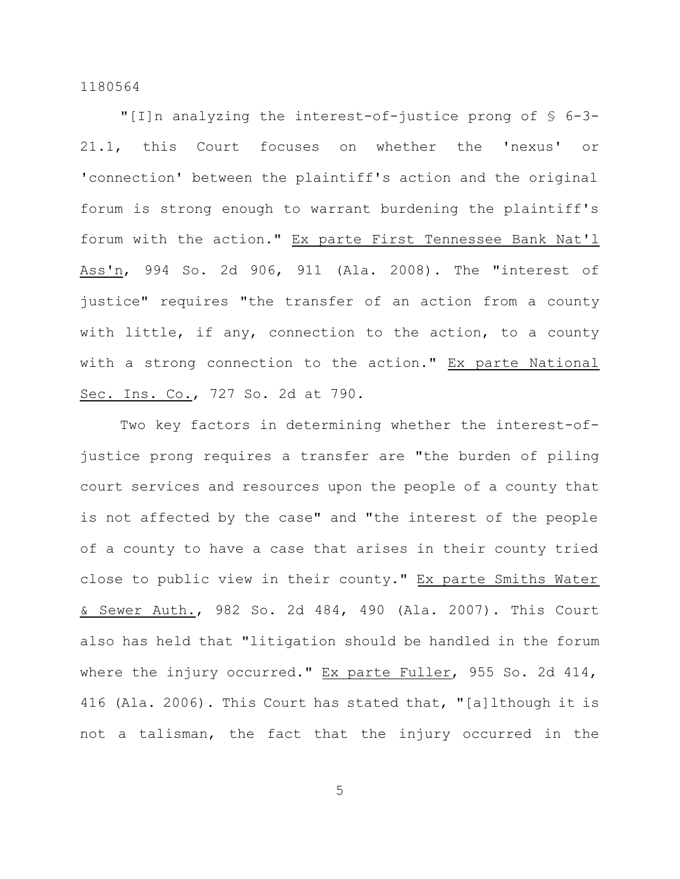"[I]n analyzing the interest-of-justice prong of § 6-3-21.1, this Court focuses on whether the 'nexus' or 'connection' between the plaintiff's action and the original forum is strong enough to warrant burdening the plaintiff's forum with the action." Ex parte First Tennessee Bank Nat'l Ass'n, 994 So. 2d 906, 911 (Ala. 2008). The "interest of justice" requires "the transfer of an action from a county with little, if any, connection to the action, to a county with a strong connection to the action." Ex parte National Sec. Ins. Co., 727 So. 2d at 790.

Two key factors in determining whether the interest-of-justice prong requires a transfer are "the burden of piling court services and resources upon the people of a county that is not affected by the case" and "the interest of the people of a county to have a case that arises in their county tried close to public view in their county." Ex parte Smiths Water & Sewer Auth., 982 So. 2d 484, 490 (Ala. 2007). This Court also has held that "litigation should be handled in the forum where the injury occurred." Ex parte Fuller, 955 So. 2d 414, 416 (Ala. 2006). This Court has stated that, "[a]lthough it is not a talisman, the fact that the injury occurred in the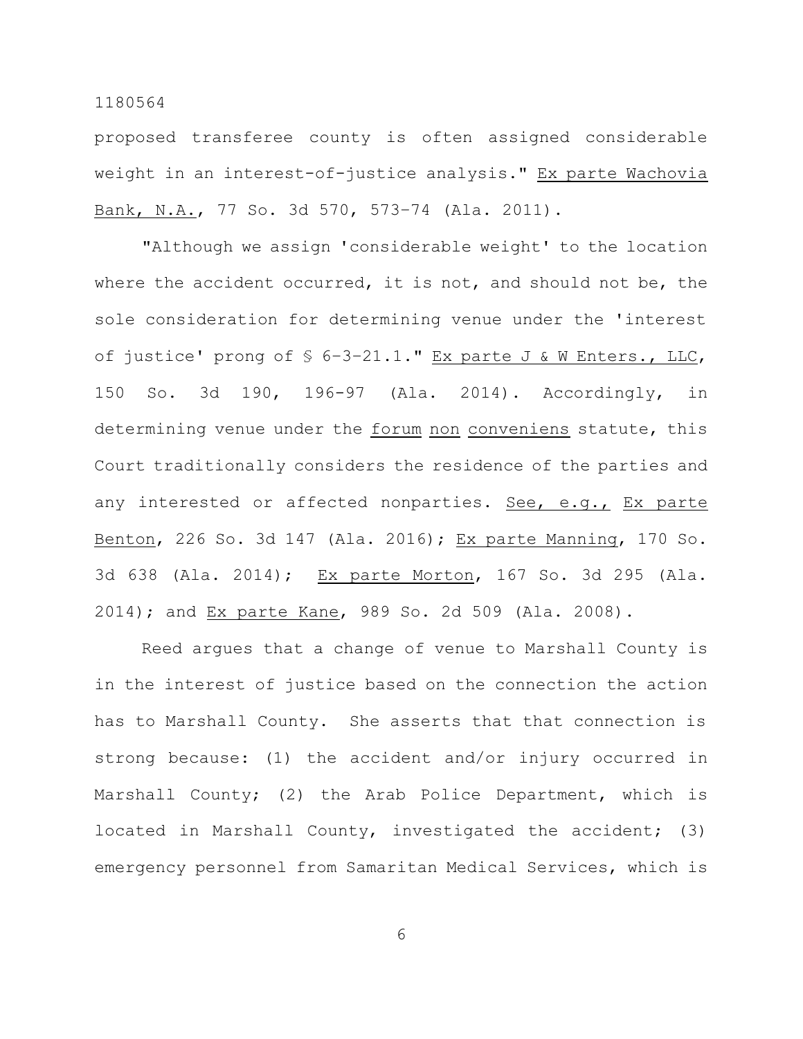proposed transferee county is often assigned considerable weight in an interest-of-justice analysis." Ex parte Wachovia Bank, N.A., 77 So. 3d 570, 573–74 (Ala. 2011).

"Although we assign 'considerable weight' to the location where the accident occurred, it is not, and should not be, the sole consideration for determining venue under the 'interest of justice' prong of § 6–3–21.1." Ex parte J & W Enters., LLC, 150 So. 3d 190, 196-97 (Ala. 2014). Accordingly, in determining venue under the forum non conveniens statute, this Court traditionally considers the residence of the parties and any interested or affected nonparties. See, e.g., Ex parte Benton, 226 So. 3d 147 (Ala. 2016); Ex parte Manning, 170 So. 3d 638 (Ala. 2014); Ex parte Morton, 167 So. 3d 295 (Ala. 2014); and Ex parte Kane, 989 So. 2d 509 (Ala. 2008).

Reed argues that a change of venue to Marshall County is in the interest of justice based on the connection the action has to Marshall County. She asserts that that connection is strong because: (1) the accident and/or injury occurred in Marshall County; (2) the Arab Police Department, which is located in Marshall County, investigated the accident; (3) emergency personnel from Samaritan Medical Services, which is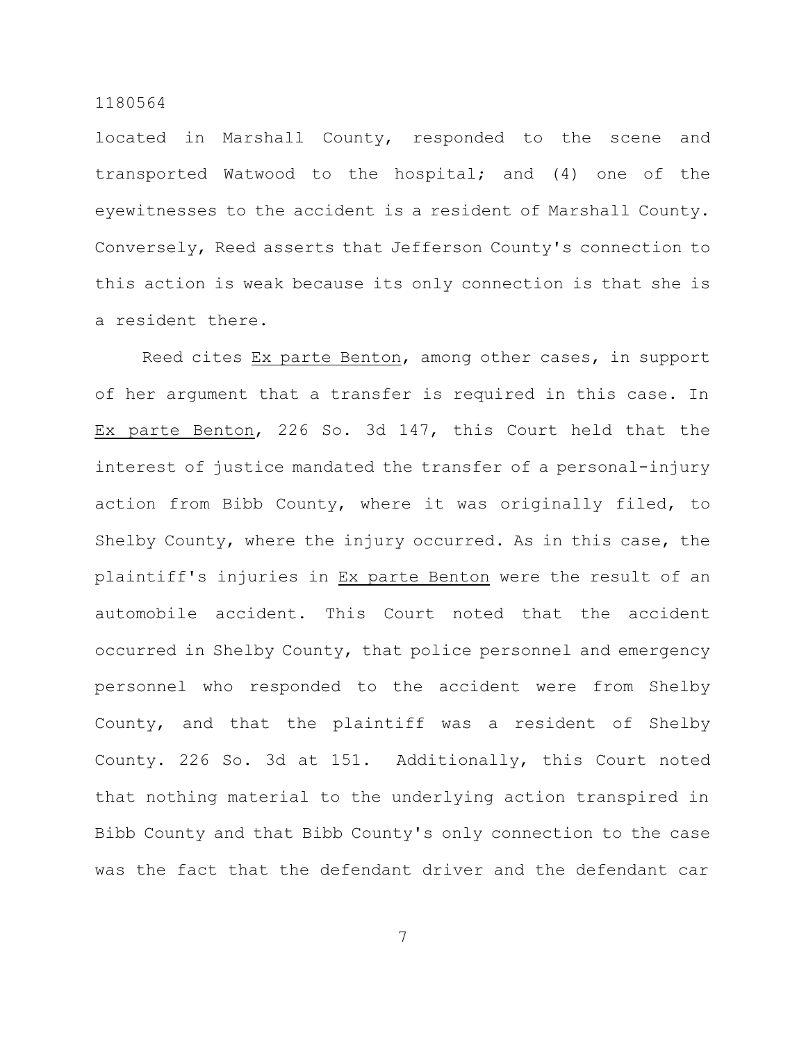located in Marshall County, responded to the scene and transported Watwood to the hospital; and (4) one of the eyewitnesses to the accident is a resident of Marshall County. Conversely, Reed asserts that Jefferson County's connection to this action is weak because its only connection is that she is a resident there.

Reed cites Ex parte Benton, among other cases, in support of her argument that a transfer is required in this case. In Ex parte Benton, 226 So. 3d 147, this Court held that the interest of justice mandated the transfer of a personal-injury action from Bibb County, where it was originally filed, to Shelby County, where the injury occurred. As in this case, the plaintiff's injuries in Ex parte Benton were the result of an automobile accident. This Court noted that the accident occurred in Shelby County, that police personnel and emergency personnel who responded to the accident were from Shelby County, and that the plaintiff was a resident of Shelby County. 226 So. 3d at 151. Additionally, this Court noted that nothing material to the underlying action transpired in Bibb County and that Bibb County's only connection to the case was the fact that the defendant driver and the defendant car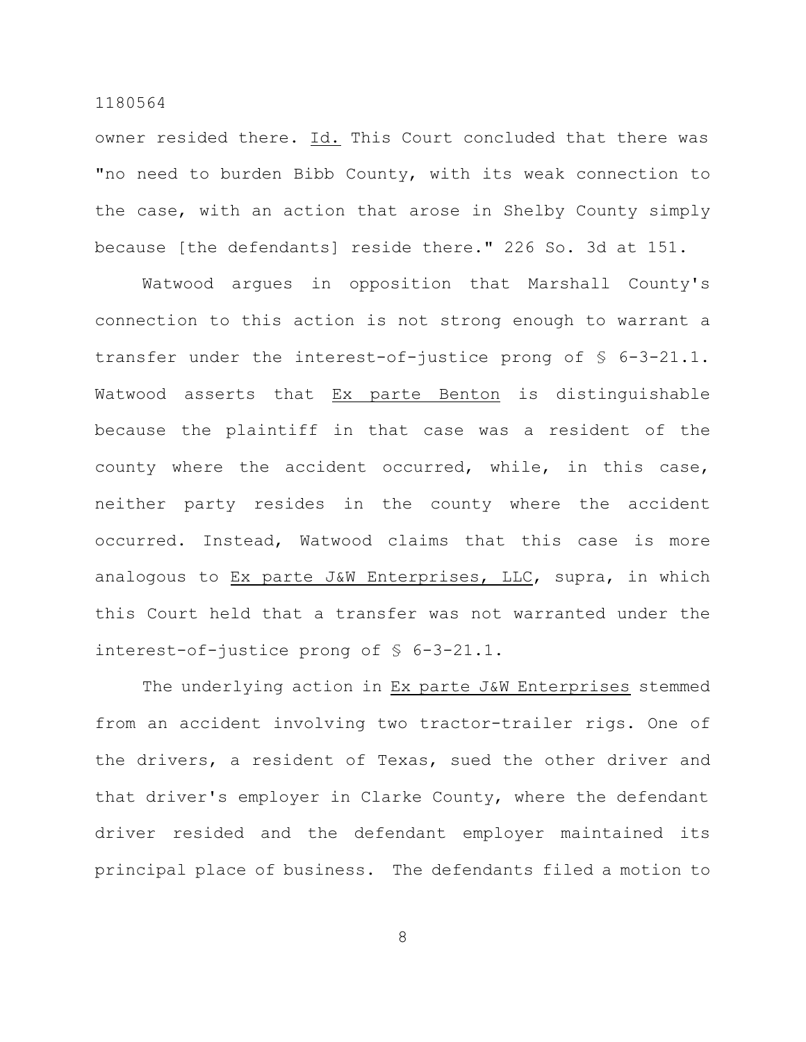owner resided there. Id. This Court concluded that there was "no need to burden Bibb County, with its weak connection to the case, with an action that arose in Shelby County simply because [the defendants] reside there." 226 So. 3d at 151.

Watwood argues in opposition that Marshall County's connection to this action is not strong enough to warrant a transfer under the interest-of-justice prong of § 6-3-21.1. Watwood asserts that Ex parte Benton is distinguishable because the plaintiff in that case was a resident of the county where the accident occurred, while, in this case, neither party resides in the county where the accident occurred. Instead, Watwood claims that this case is more analogous to Ex parte J&W Enterprises, LLC, supra, in which this Court held that a transfer was not warranted under the interest-of-justice prong of § 6-3-21.1.

The underlying action in Ex parte J&W Enterprises stemmed from an accident involving two tractor-trailer rigs. One of the drivers, a resident of Texas, sued the other driver and that driver's employer in Clarke County, where the defendant driver resided and the defendant employer maintained its principal place of business. The defendants filed a motion to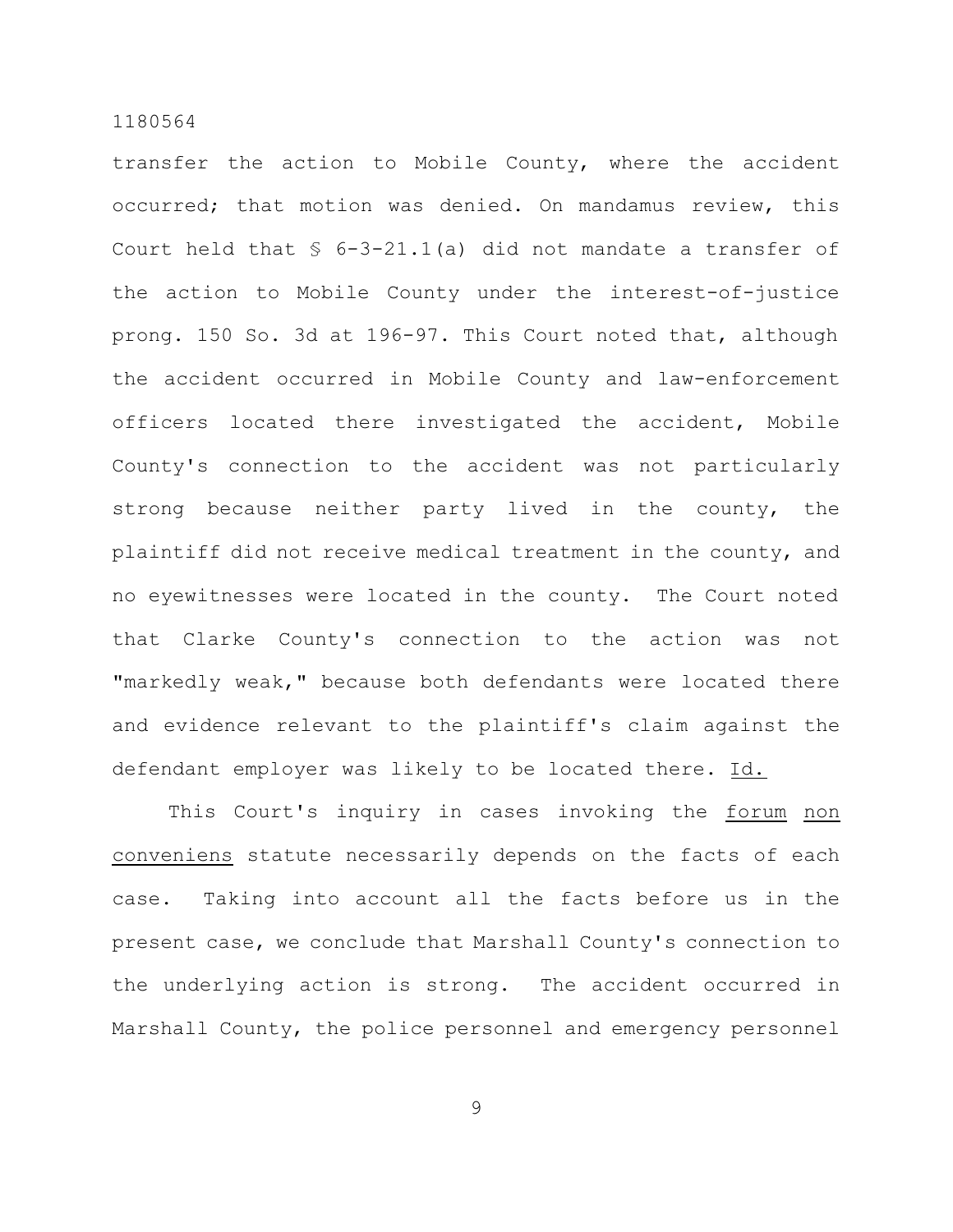transfer the action to Mobile County, where the accident occurred; that motion was denied. On mandamus review, this Court held that § 6-3-21.1(a) did not mandate a transfer of the action to Mobile County under the interest-of-justice prong. 150 So. 3d at 196-97. This Court noted that, although the accident occurred in Mobile County and law-enforcement officers located there investigated the accident, Mobile County's connection to the accident was not particularly strong because neither party lived in the county, the plaintiff did not receive medical treatment in the county, and no eyewitnesses were located in the county. The Court noted that Clarke County's connection to the action was not "markedly weak," because both defendants were located there and evidence relevant to the plaintiff's claim against the defendant employer was likely to be located there. Id.

This Court's inquiry in cases invoking the forum non conveniens statute necessarily depends on the facts of each case. Taking into account all the facts before us in the present case, we conclude that Marshall County's connection to the underlying action is strong. The accident occurred in Marshall County, the police personnel and emergency personnel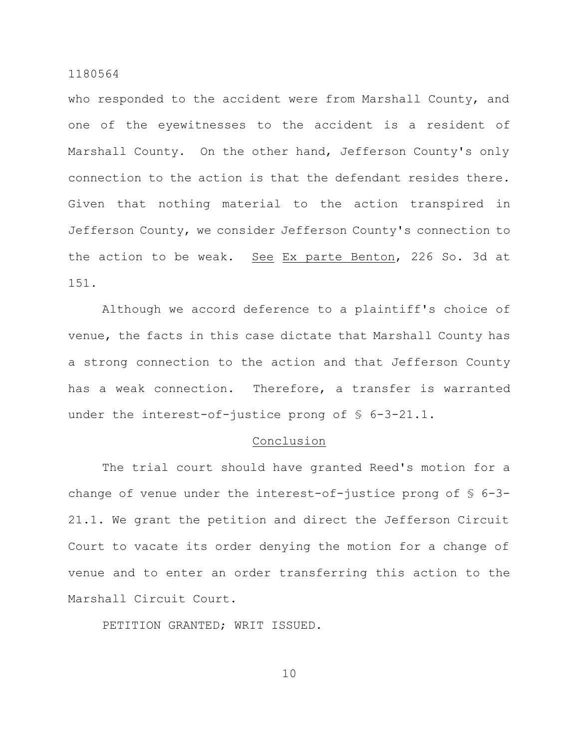who responded to the accident were from Marshall County, and one of the eyewitnesses to the accident is a resident of Marshall County. On the other hand, Jefferson County's only connection to the action is that the defendant resides there. Given that nothing material to the action transpired in Jefferson County, we consider Jefferson County's connection to the action to be weak. See Ex parte Benton, 226 So. 3d at 151.

Although we accord deference to a plaintiff's choice of venue, the facts in this case dictate that Marshall County has a strong connection to the action and that Jefferson County has a weak connection. Therefore, a transfer is warranted under the interest-of-justice prong of § 6-3-21.1.

## Conclusion

The trial court should have granted Reed's motion for a change of venue under the interest-of-justice prong of § 6-3-21.1. We grant the petition and direct the Jefferson Circuit Court to vacate its order denying the motion for a change of venue and to enter an order transferring this action to the Marshall Circuit Court.

PETITION GRANTED; WRIT ISSUED.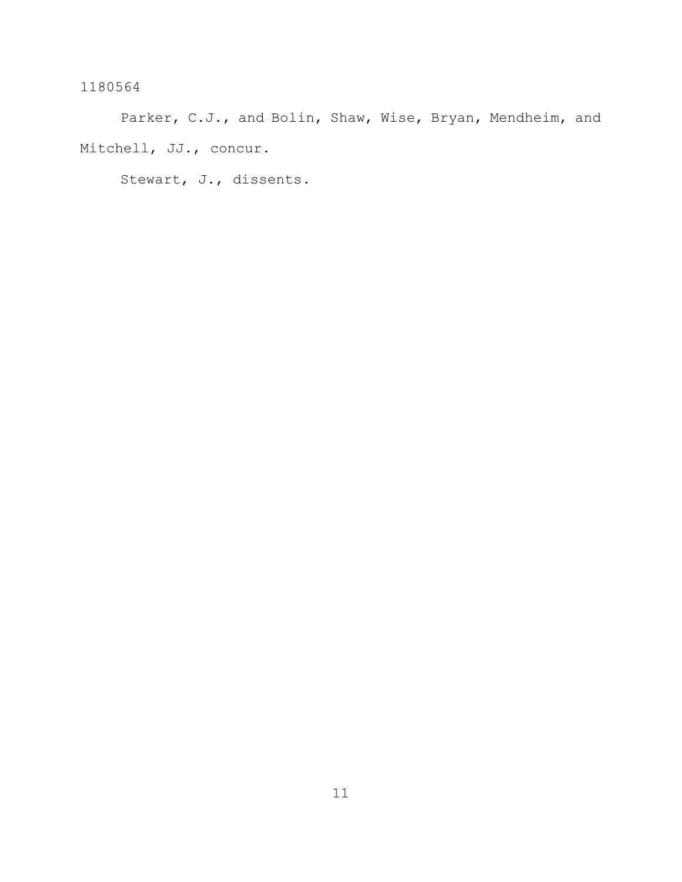Parker, C.J., and Bolin, Shaw, Wise, Bryan, Mendheim, and Mitchell, JJ., concur.

Stewart, J., dissents.